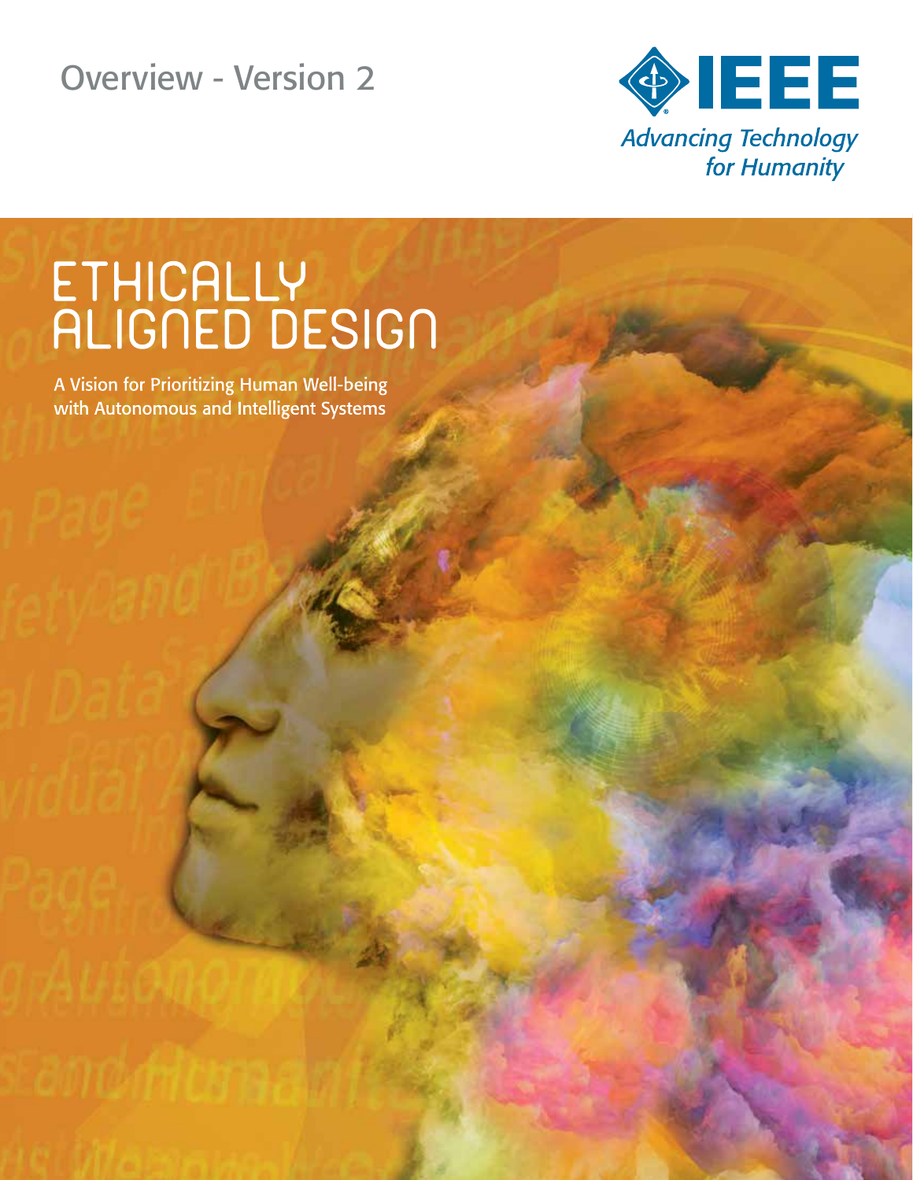Overview - Version 2

IEEE

*Advancing Technology for Humanity*

# ETHICALLY ALIGNED DESIGN

A Vision for Prioritizing Human Well-being with Autonomous and Intelligent Systems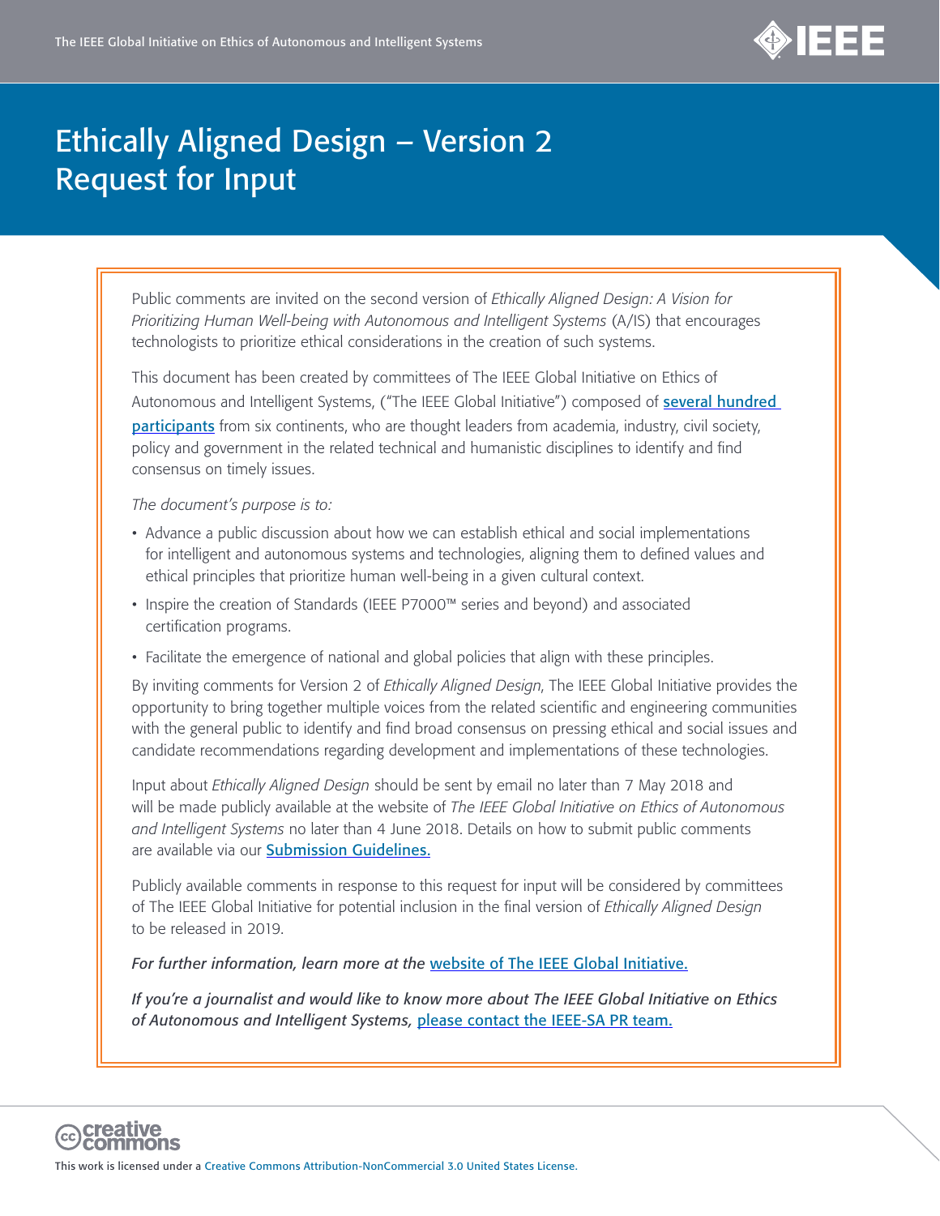# Ethically Aligned Design – Version 2
# Request for Input

Public comments are invited on the second version of *Ethically Aligned Design: A Vision for Prioritizing Human Well-being with Autonomous and Intelligent Systems* (A/IS) that encourages technologists to prioritize ethical considerations in the creation of such systems.

This document has been created by committees of The IEEE Global Initiative on Ethics of Autonomous and Intelligent Systems, ("The IEEE Global Initiative") composed of **several hundred participants** from six continents, who are thought leaders from academia, industry, civil society, policy and government in the related technical and humanistic disciplines to identify and find consensus on timely issues.

*The document's purpose is to:*

- Advance a public discussion about how we can establish ethical and social implementations for intelligent and autonomous systems and technologies, aligning them to defined values and ethical principles that prioritize human well-being in a given cultural context.
- Inspire the creation of Standards (IEEE P7000™ series and beyond) and associated certification programs.
- Facilitate the emergence of national and global policies that align with these principles.

By inviting comments for Version 2 of *Ethically Aligned Design*, The IEEE Global Initiative provides the opportunity to bring together multiple voices from the related scientific and engineering communities with the general public to identify and find broad consensus on pressing ethical and social issues and candidate recommendations regarding development and implementations of these technologies.

Input about *Ethically Aligned Design* should be sent by email no later than 7 May 2018 and will be made publicly available at the website of *The IEEE Global Initiative on Ethics of Autonomous and Intelligent Systems* no later than 4 June 2018. Details on how to submit public comments are available via our **Submission Guidelines.**

Publicly available comments in response to this request for input will be considered by committees of The IEEE Global Initiative for potential inclusion in the final version of *Ethically Aligned Design* to be released in 2019.

*For further information, learn more at the* website of The IEEE Global Initiative.

*If you're a journalist and would like to know more about The IEEE Global Initiative on Ethics of Autonomous and Intelligent Systems,* please contact the IEEE-SA PR team.

This work is licensed under a Creative Commons Attribution-NonCommercial 3.0 United States License.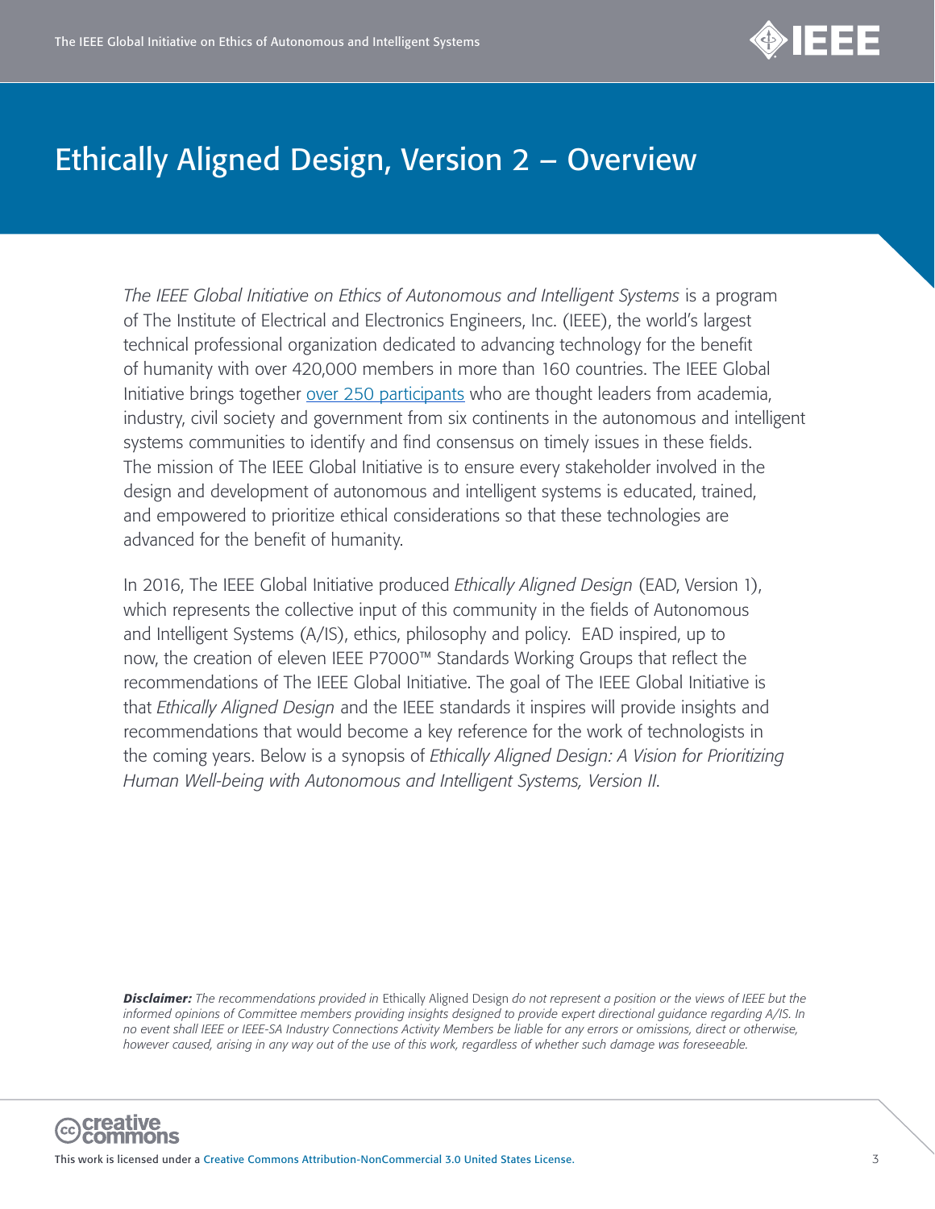# Ethically Aligned Design, Version 2 – Overview

*The IEEE Global Initiative on Ethics of Autonomous and Intelligent Systems* is a program of The Institute of Electrical and Electronics Engineers, Inc. (IEEE), the world's largest technical professional organization dedicated to advancing technology for the benefit of humanity with over 420,000 members in more than 160 countries. The IEEE Global Initiative brings together over 250 participants who are thought leaders from academia, industry, civil society and government from six continents in the autonomous and intelligent systems communities to identify and find consensus on timely issues in these fields. The mission of The IEEE Global Initiative is to ensure every stakeholder involved in the design and development of autonomous and intelligent systems is educated, trained, and empowered to prioritize ethical considerations so that these technologies are advanced for the benefit of humanity.

In 2016, The IEEE Global Initiative produced *Ethically Aligned Design* (EAD, Version 1), which represents the collective input of this community in the fields of Autonomous and Intelligent Systems (A/IS), ethics, philosophy and policy. EAD inspired, up to now, the creation of eleven IEEE P7000™ Standards Working Groups that reflect the recommendations of The IEEE Global Initiative. The goal of The IEEE Global Initiative is that *Ethically Aligned Design* and the IEEE standards it inspires will provide insights and recommendations that would become a key reference for the work of technologists in the coming years. Below is a synopsis of *Ethically Aligned Design: A Vision for Prioritizing Human Well-being with Autonomous and Intelligent Systems, Version II*.

***Disclaimer:*** *The recommendations provided in* Ethically Aligned Design *do not represent a position or the views of IEEE but the informed opinions of Committee members providing insights designed to provide expert directional guidance regarding A/IS. In no event shall IEEE or IEEE-SA Industry Connections Activity Members be liable for any errors or omissions, direct or otherwise, however caused, arising in any way out of the use of this work, regardless of whether such damage was foreseeable.*

This work is licensed under a Creative Commons Attribution-NonCommercial 3.0 United States License.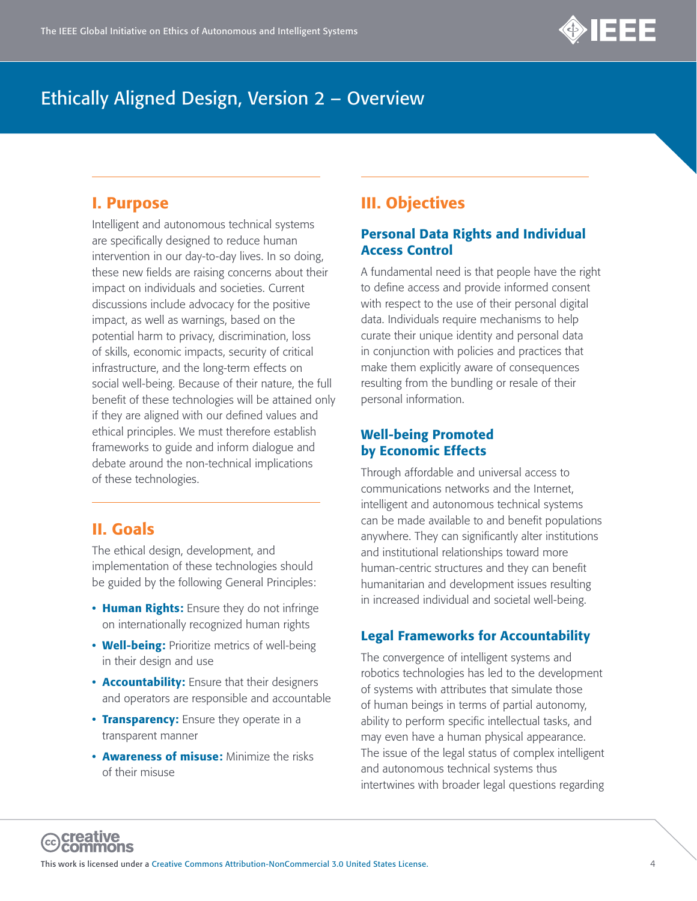# Ethically Aligned Design, Version 2 – Overview

## I. Purpose

Intelligent and autonomous technical systems are specifically designed to reduce human intervention in our day-to-day lives. In so doing, these new fields are raising concerns about their impact on individuals and societies. Current discussions include advocacy for the positive impact, as well as warnings, based on the potential harm to privacy, discrimination, loss of skills, economic impacts, security of critical infrastructure, and the long-term effects on social well-being. Because of their nature, the full benefit of these technologies will be attained only if they are aligned with our defined values and ethical principles. We must therefore establish frameworks to guide and inform dialogue and debate around the non-technical implications of these technologies.

## II. Goals

The ethical design, development, and implementation of these technologies should be guided by the following General Principles:

- **Human Rights:** Ensure they do not infringe on internationally recognized human rights
- **Well-being:** Prioritize metrics of well-being in their design and use
- **Accountability:** Ensure that their designers and operators are responsible and accountable
- **Transparency:** Ensure they operate in a transparent manner
- **Awareness of misuse:** Minimize the risks of their misuse

## III. Objectives

### Personal Data Rights and Individual Access Control

A fundamental need is that people have the right to define access and provide informed consent with respect to the use of their personal digital data. Individuals require mechanisms to help curate their unique identity and personal data in conjunction with policies and practices that make them explicitly aware of consequences resulting from the bundling or resale of their personal information.

### Well-being Promoted by Economic Effects

Through affordable and universal access to communications networks and the Internet, intelligent and autonomous technical systems can be made available to and benefit populations anywhere. They can significantly alter institutions and institutional relationships toward more human-centric structures and they can benefit humanitarian and development issues resulting in increased individual and societal well-being.

### Legal Frameworks for Accountability

The convergence of intelligent systems and robotics technologies has led to the development of systems with attributes that simulate those of human beings in terms of partial autonomy, ability to perform specific intellectual tasks, and may even have a human physical appearance. The issue of the legal status of complex intelligent and autonomous technical systems thus intertwines with broader legal questions regarding

This work is licensed under a Creative Commons Attribution-NonCommercial 3.0 United States License.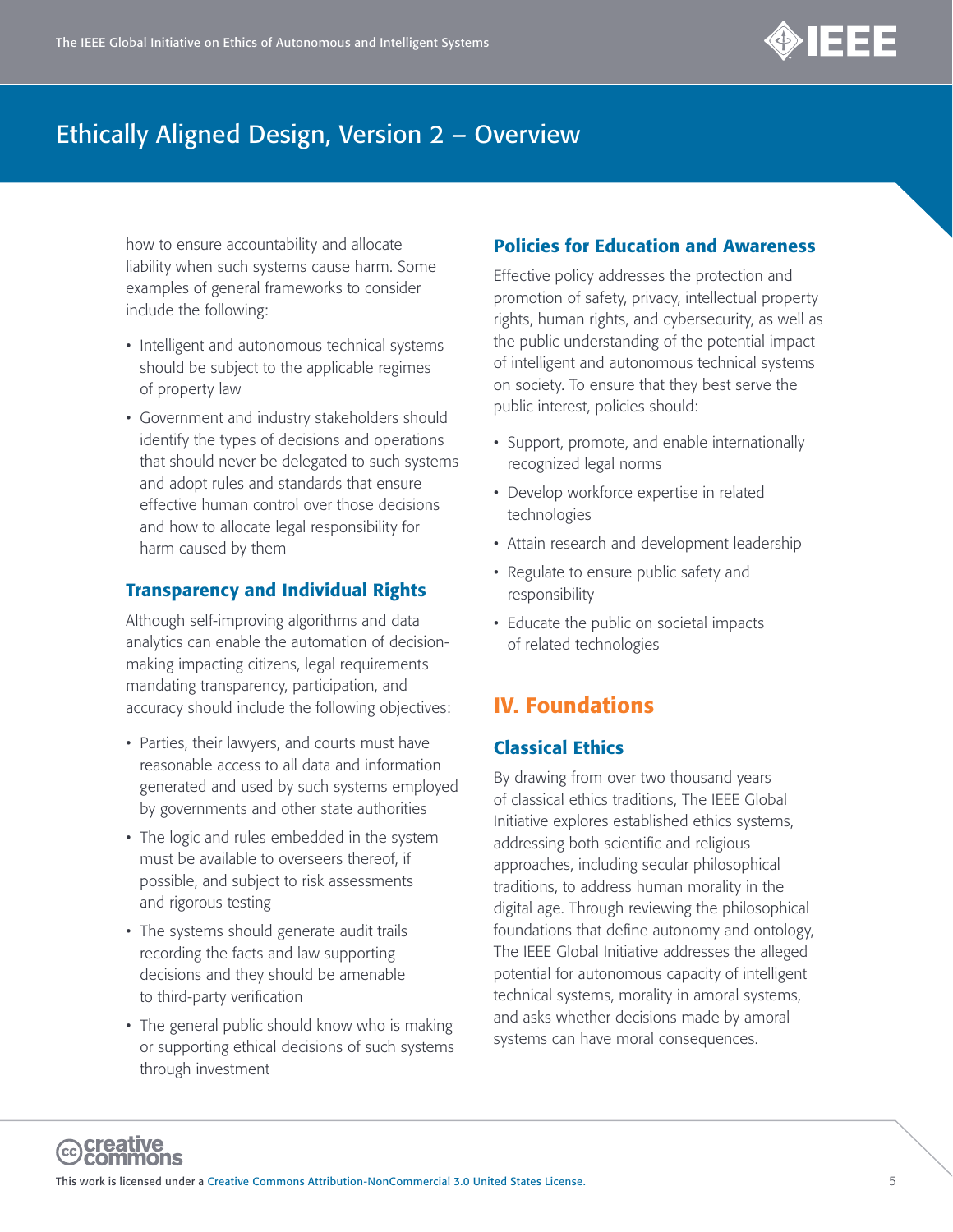how to ensure accountability and allocate liability when such systems cause harm. Some examples of general frameworks to consider include the following:

- Intelligent and autonomous technical systems should be subject to the applicable regimes of property law
- Government and industry stakeholders should identify the types of decisions and operations that should never be delegated to such systems and adopt rules and standards that ensure effective human control over those decisions and how to allocate legal responsibility for harm caused by them

### Transparency and Individual Rights

Although self-improving algorithms and data analytics can enable the automation of decision-making impacting citizens, legal requirements mandating transparency, participation, and accuracy should include the following objectives:

- Parties, their lawyers, and courts must have reasonable access to all data and information generated and used by such systems employed by governments and other state authorities
- The logic and rules embedded in the system must be available to overseers thereof, if possible, and subject to risk assessments and rigorous testing
- The systems should generate audit trails recording the facts and law supporting decisions and they should be amenable to third-party verification
- The general public should know who is making or supporting ethical decisions of such systems through investment

### Policies for Education and Awareness

Effective policy addresses the protection and promotion of safety, privacy, intellectual property rights, human rights, and cybersecurity, as well as the public understanding of the potential impact of intelligent and autonomous technical systems on society. To ensure that they best serve the public interest, policies should:

- Support, promote, and enable internationally recognized legal norms
- Develop workforce expertise in related technologies
- Attain research and development leadership
- Regulate to ensure public safety and responsibility
- Educate the public on societal impacts of related technologies

## IV. Foundations

### Classical Ethics

By drawing from over two thousand years of classical ethics traditions, The IEEE Global Initiative explores established ethics systems, addressing both scientific and religious approaches, including secular philosophical traditions, to address human morality in the digital age. Through reviewing the philosophical foundations that define autonomy and ontology, The IEEE Global Initiative addresses the alleged potential for autonomous capacity of intelligent technical systems, morality in amoral systems, and asks whether decisions made by amoral systems can have moral consequences.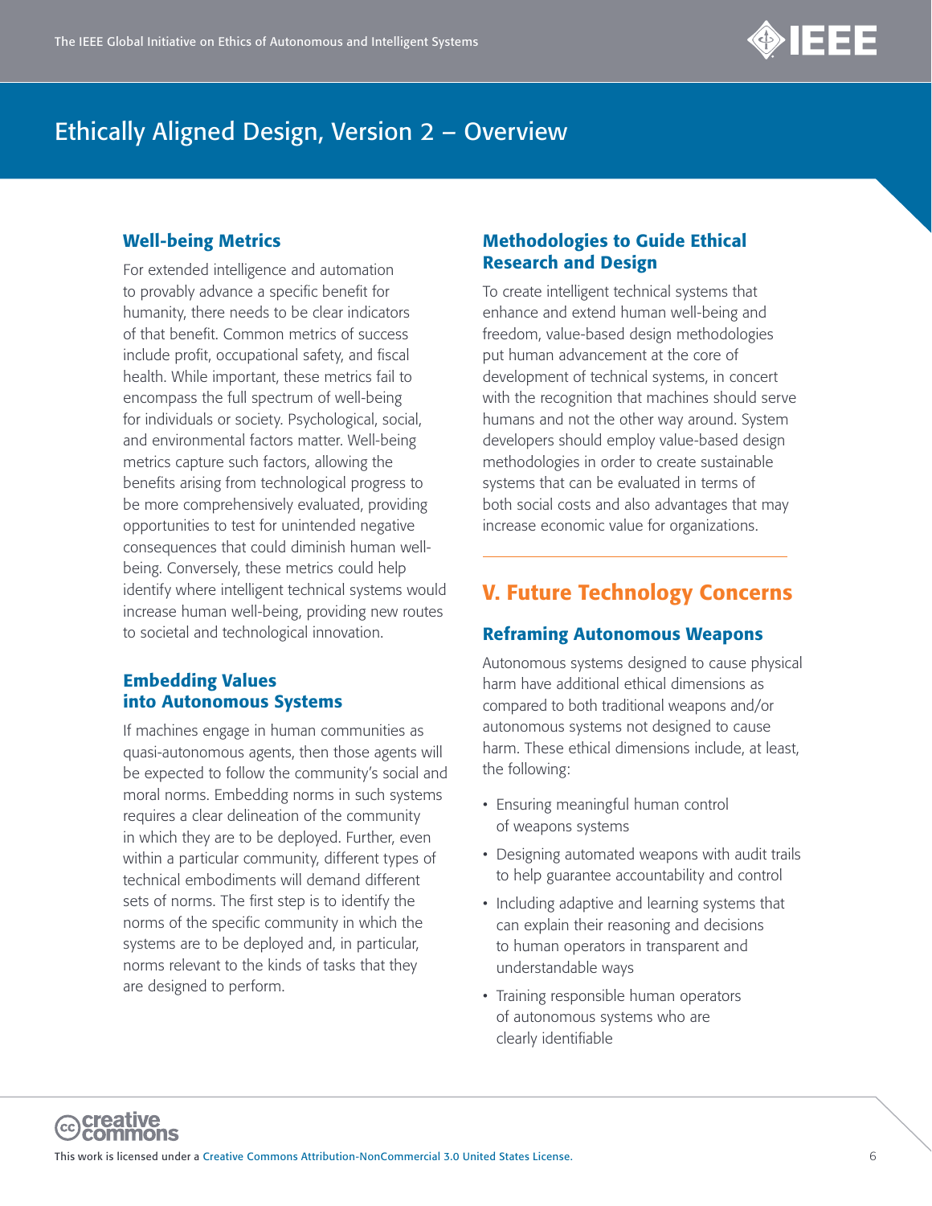### Well-being Metrics

For extended intelligence and automation to provably advance a specific benefit for humanity, there needs to be clear indicators of that benefit. Common metrics of success include profit, occupational safety, and fiscal health. While important, these metrics fail to encompass the full spectrum of well-being for individuals or society. Psychological, social, and environmental factors matter. Well-being metrics capture such factors, allowing the benefits arising from technological progress to be more comprehensively evaluated, providing opportunities to test for unintended negative consequences that could diminish human well-being. Conversely, these metrics could help identify where intelligent technical systems would increase human well-being, providing new routes to societal and technological innovation.

### Embedding Values into Autonomous Systems

If machines engage in human communities as quasi-autonomous agents, then those agents will be expected to follow the community's social and moral norms. Embedding norms in such systems requires a clear delineation of the community in which they are to be deployed. Further, even within a particular community, different types of technical embodiments will demand different sets of norms. The first step is to identify the norms of the specific community in which the systems are to be deployed and, in particular, norms relevant to the kinds of tasks that they are designed to perform.

### Methodologies to Guide Ethical Research and Design

To create intelligent technical systems that enhance and extend human well-being and freedom, value-based design methodologies put human advancement at the core of development of technical systems, in concert with the recognition that machines should serve humans and not the other way around. System developers should employ value-based design methodologies in order to create sustainable systems that can be evaluated in terms of both social costs and also advantages that may increase economic value for organizations.

## V. Future Technology Concerns

### Reframing Autonomous Weapons

Autonomous systems designed to cause physical harm have additional ethical dimensions as compared to both traditional weapons and/or autonomous systems not designed to cause harm. These ethical dimensions include, at least, the following:

- Ensuring meaningful human control of weapons systems
- Designing automated weapons with audit trails to help guarantee accountability and control
- Including adaptive and learning systems that can explain their reasoning and decisions to human operators in transparent and understandable ways
- Training responsible human operators of autonomous systems who are clearly identifiable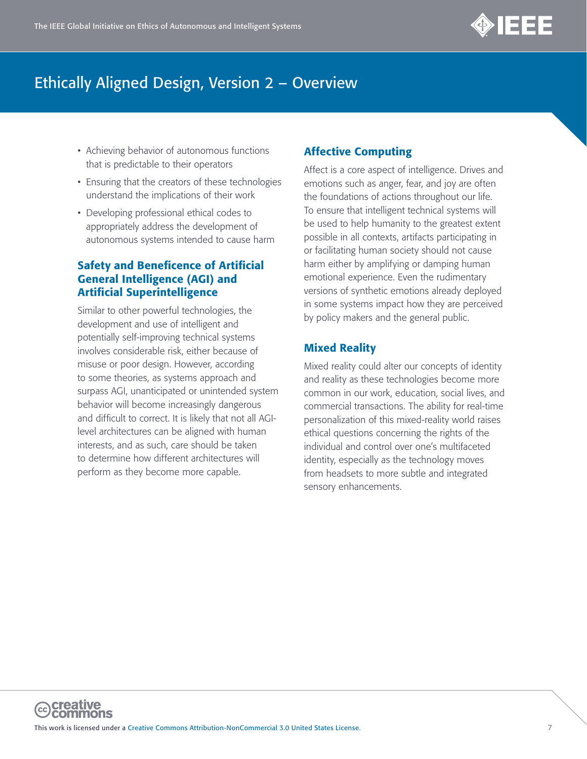- Achieving behavior of autonomous functions that is predictable to their operators
- Ensuring that the creators of these technologies understand the implications of their work
- Developing professional ethical codes to appropriately address the development of autonomous systems intended to cause harm

### Safety and Beneficence of Artificial General Intelligence (AGI) and Artificial Superintelligence

Similar to other powerful technologies, the development and use of intelligent and potentially self-improving technical systems involves considerable risk, either because of misuse or poor design. However, according to some theories, as systems approach and surpass AGI, unanticipated or unintended system behavior will become increasingly dangerous and difficult to correct. It is likely that not all AGI-level architectures can be aligned with human interests, and as such, care should be taken to determine how different architectures will perform as they become more capable.

### Affective Computing

Affect is a core aspect of intelligence. Drives and emotions such as anger, fear, and joy are often the foundations of actions throughout our life. To ensure that intelligent technical systems will be used to help humanity to the greatest extent possible in all contexts, artifacts participating in or facilitating human society should not cause harm either by amplifying or damping human emotional experience. Even the rudimentary versions of synthetic emotions already deployed in some systems impact how they are perceived by policy makers and the general public.

### Mixed Reality

Mixed reality could alter our concepts of identity and reality as these technologies become more common in our work, education, social lives, and commercial transactions. The ability for real-time personalization of this mixed-reality world raises ethical questions concerning the rights of the individual and control over one's multifaceted identity, especially as the technology moves from headsets to more subtle and integrated sensory enhancements.